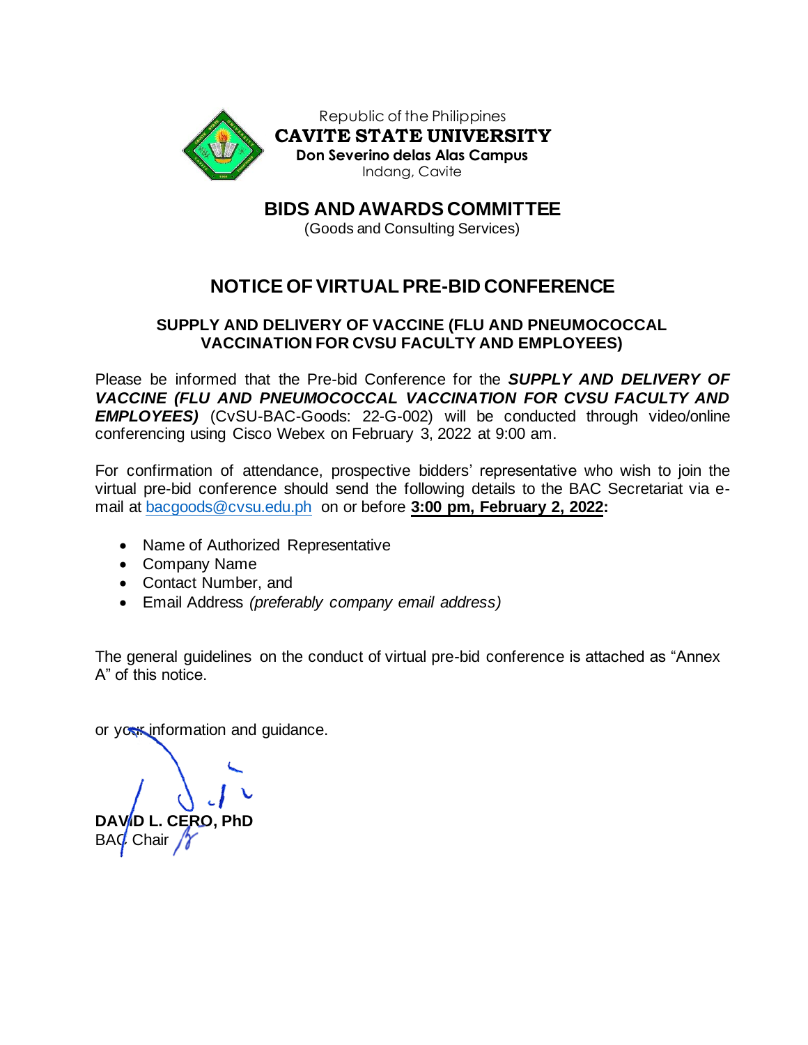Republic of the Philippines
**CAVITE STATE UNIVERSITY**
**Don Severino delas Alas Campus**
Indang, Cavite

# BIDS AND AWARDS COMMITTEE

(Goods and Consulting Services)

## NOTICE OF VIRTUAL PRE-BID CONFERENCE

### SUPPLY AND DELIVERY OF VACCINE (FLU AND PNEUMOCOCCAL VACCINATION FOR CVSU FACULTY AND EMPLOYEES)

Please be informed that the Pre-bid Conference for the ***SUPPLY AND DELIVERY OF VACCINE (FLU AND PNEUMOCOCCAL VACCINATION FOR CVSU FACULTY AND EMPLOYEES)*** (CvSU-BAC-Goods: 22-G-002) will be conducted through video/online conferencing using Cisco Webex on February 3, 2022 at 9:00 am.

For confirmation of attendance, prospective bidders' representative who wish to join the virtual pre-bid conference should send the following details to the BAC Secretariat via e-mail at bacgoods@cvsu.edu.ph on or before **3:00 pm, February 2, 2022:**

- Name of Authorized Representative
- Company Name
- Contact Number, and
- Email Address *(preferably company email address)*

The general guidelines on the conduct of virtual pre-bid conference is attached as "Annex A" of this notice.

or your information and guidance.

**DAVID L. CERO, PhD**
BAC Chair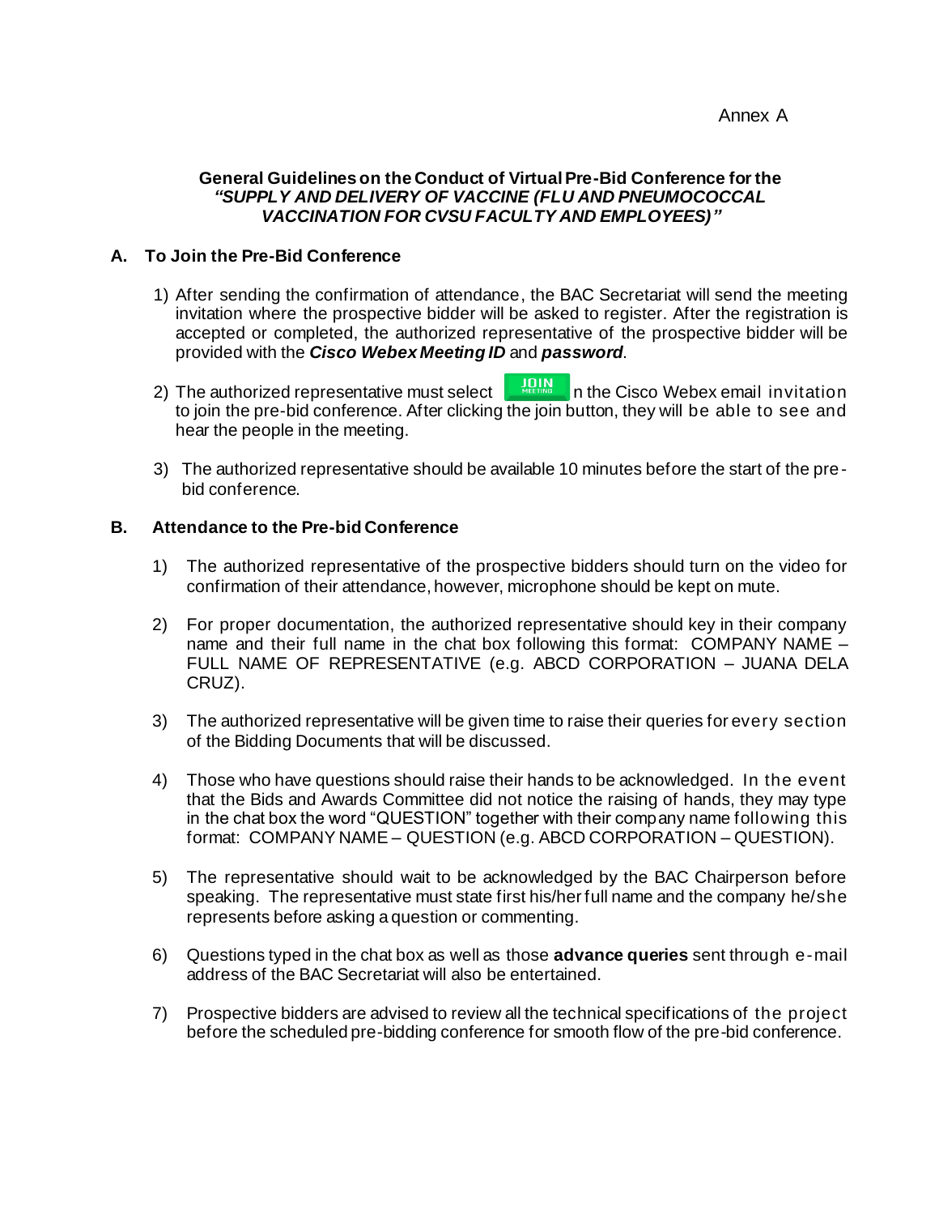Annex A

**General Guidelines on the Conduct of Virtual Pre-Bid Conference for the *"SUPPLY AND DELIVERY OF VACCINE (FLU AND PNEUMOCOCCAL VACCINATION FOR CVSU FACULTY AND EMPLOYEES)"***

## A. To Join the Pre-Bid Conference

1) After sending the confirmation of attendance, the BAC Secretariat will send the meeting invitation where the prospective bidder will be asked to register. After the registration is accepted or completed, the authorized representative of the prospective bidder will be provided with the ***Cisco Webex Meeting ID*** and ***password***.

2) The authorized representative must select JOIN MEETING n the Cisco Webex email invitation to join the pre-bid conference. After clicking the join button, they will be able to see and hear the people in the meeting.

3) The authorized representative should be available 10 minutes before the start of the pre-bid conference.

## B. Attendance to the Pre-bid Conference

1) The authorized representative of the prospective bidders should turn on the video for confirmation of their attendance, however, microphone should be kept on mute.

2) For proper documentation, the authorized representative should key in their company name and their full name in the chat box following this format: COMPANY NAME – FULL NAME OF REPRESENTATIVE (e.g. ABCD CORPORATION – JUANA DELA CRUZ).

3) The authorized representative will be given time to raise their queries for every section of the Bidding Documents that will be discussed.

4) Those who have questions should raise their hands to be acknowledged. In the event that the Bids and Awards Committee did not notice the raising of hands, they may type in the chat box the word "QUESTION" together with their company name following this format: COMPANY NAME – QUESTION (e.g. ABCD CORPORATION – QUESTION).

5) The representative should wait to be acknowledged by the BAC Chairperson before speaking. The representative must state first his/her full name and the company he/she represents before asking a question or commenting.

6) Questions typed in the chat box as well as those **advance queries** sent through e-mail address of the BAC Secretariat will also be entertained.

7) Prospective bidders are advised to review all the technical specifications of the project before the scheduled pre-bidding conference for smooth flow of the pre-bid conference.